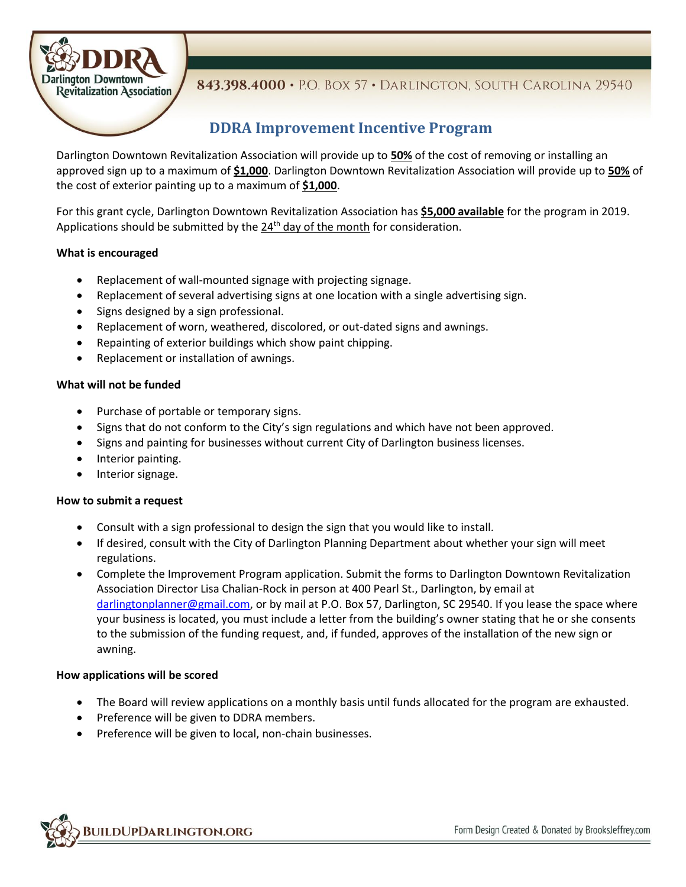Darlington Downtown Revitalization Association

843.398.4000 • P.O. Box 57 • Darlington, South Carolina 29540

# DDRA Improvement Incentive Program

Darlington Downtown Revitalization Association will provide up to **50%** of the cost of removing or installing an approved sign up to a maximum of **$1,000**. Darlington Downtown Revitalization Association will provide up to **50%** of the cost of exterior painting up to a maximum of **$1,000**.

For this grant cycle, Darlington Downtown Revitalization Association has **$5,000 available** for the program in 2019. Applications should be submitted by the 24th day of the month for consideration.

**What is encouraged**

- Replacement of wall-mounted signage with projecting signage.
- Replacement of several advertising signs at one location with a single advertising sign.
- Signs designed by a sign professional.
- Replacement of worn, weathered, discolored, or out-dated signs and awnings.
- Repainting of exterior buildings which show paint chipping.
- Replacement or installation of awnings.

**What will not be funded**

- Purchase of portable or temporary signs.
- Signs that do not conform to the City's sign regulations and which have not been approved.
- Signs and painting for businesses without current City of Darlington business licenses.
- Interior painting.
- Interior signage.

**How to submit a request**

- Consult with a sign professional to design the sign that you would like to install.
- If desired, consult with the City of Darlington Planning Department about whether your sign will meet regulations.
- Complete the Improvement Program application. Submit the forms to Darlington Downtown Revitalization Association Director Lisa Chalian-Rock in person at 400 Pearl St., Darlington, by email at darlingtonplanner@gmail.com, or by mail at P.O. Box 57, Darlington, SC 29540. If you lease the space where your business is located, you must include a letter from the building's owner stating that he or she consents to the submission of the funding request, and, if funded, approves of the installation of the new sign or awning.

**How applications will be scored**

- The Board will review applications on a monthly basis until funds allocated for the program are exhausted.
- Preference will be given to DDRA members.
- Preference will be given to local, non-chain businesses.

BUILDUPDARLINGTON.ORG

Form Design Created & Donated by BrooksJeffrey.com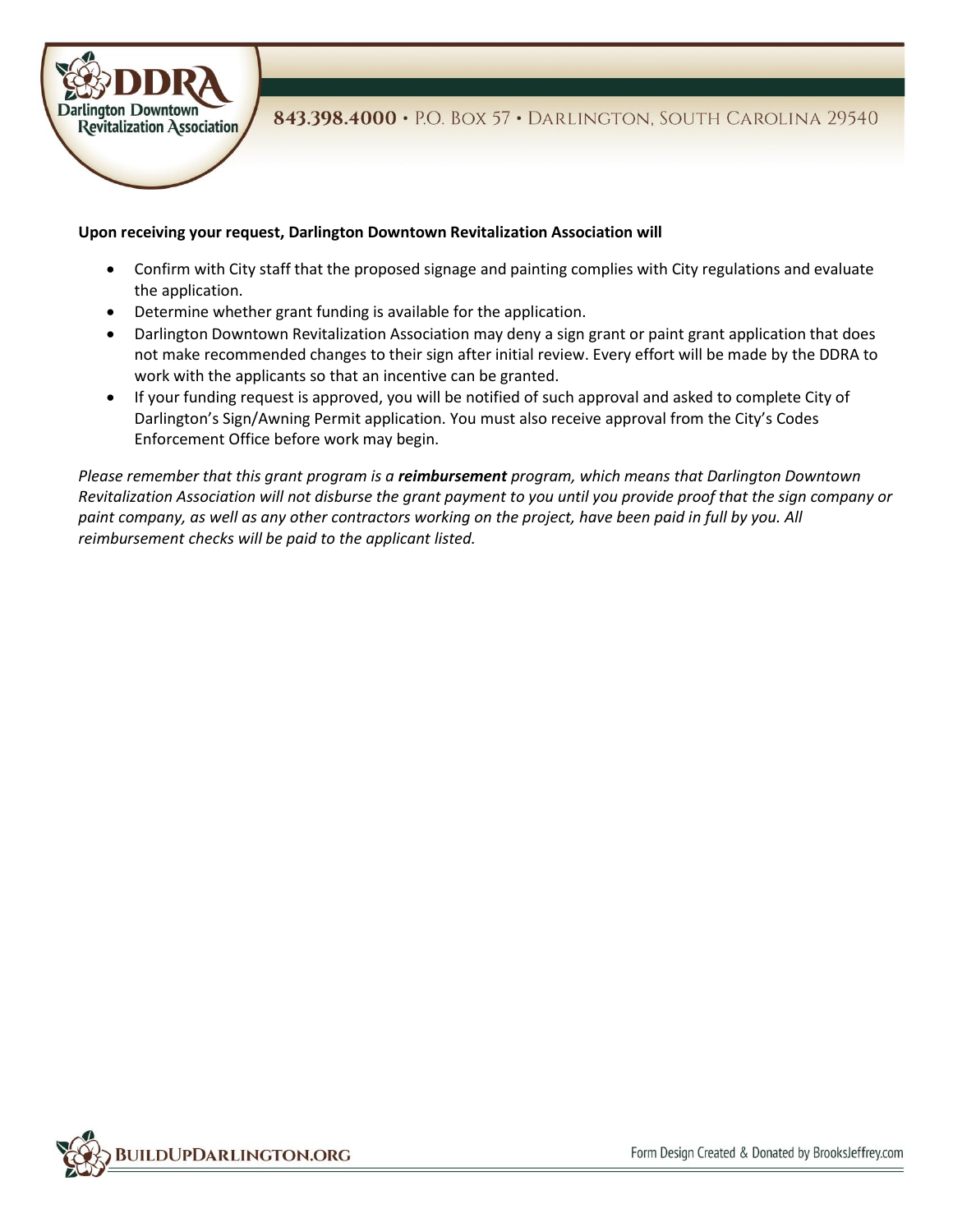**Upon receiving your request, Darlington Downtown Revitalization Association will**

- Confirm with City staff that the proposed signage and painting complies with City regulations and evaluate the application.
- Determine whether grant funding is available for the application.
- Darlington Downtown Revitalization Association may deny a sign grant or paint grant application that does not make recommended changes to their sign after initial review. Every effort will be made by the DDRA to work with the applicants so that an incentive can be granted.
- If your funding request is approved, you will be notified of such approval and asked to complete City of Darlington's Sign/Awning Permit application. You must also receive approval from the City's Codes Enforcement Office before work may begin.

*Please remember that this grant program is a **reimbursement** program, which means that Darlington Downtown Revitalization Association will not disburse the grant payment to you until you provide proof that the sign company or paint company, as well as any other contractors working on the project, have been paid in full by you. All reimbursement checks will be paid to the applicant listed.*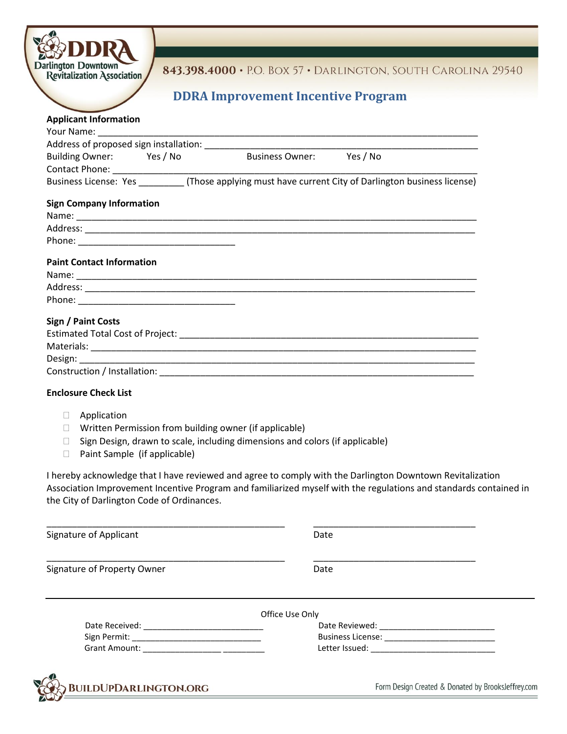DDRA
Darlington Downtown Revitalization Association

843.398.4000 • P.O. Box 57 • Darlington, South Carolina 29540

# DDRA Improvement Incentive Program

**Applicant Information**

Your Name: ___________________________________________

Address of proposed sign installation: ___________________________________________

Building Owner: Yes / No    Business Owner: Yes / No

Contact Phone: ___________________________________________

Business License: Yes _________ (Those applying must have current City of Darlington business license)

**Sign Company Information**

Name: ___________________________________________

Address: ___________________________________________

Phone: ______________________________

**Paint Contact Information**

Name: ___________________________________________

Address: ___________________________________________

Phone: ______________________________

**Sign / Paint Costs**

Estimated Total Cost of Project: ___________________________________________

Materials: ___________________________________________

Design: ___________________________________________

Construction / Installation: ___________________________________________

**Enclosure Check List**

- ☐ Application
- ☐ Written Permission from building owner (if applicable)
- ☐ Sign Design, drawn to scale, including dimensions and colors (if applicable)
- ☐ Paint Sample (if applicable)

I hereby acknowledge that I have reviewed and agree to comply with the Darlington Downtown Revitalization Association Improvement Incentive Program and familiarized myself with the regulations and standards contained in the City of Darlington Code of Ordinances.

______________________________    ______________________________

Signature of Applicant    Date

______________________________    ______________________________

Signature of Property Owner    Date

---

Office Use Only

Date Received: ______________________    Date Reviewed: ______________________

Sign Permit: ______________________    Business License: ______________________

Grant Amount: ______________________    Letter Issued: ______________________

BuildUpDarlington.org    Form Design Created & Donated by BrooksJeffrey.com